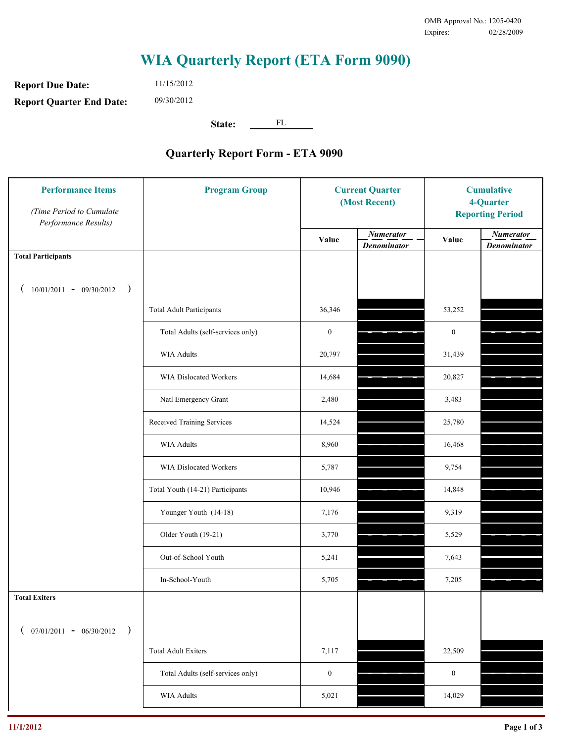OMB Approval No.: 1205-0420
Expires: 02/28/2009

# WIA Quarterly Report (ETA Form 9090)

**Report Due Date:** 11/15/2012

**Report Quarter End Date:** 09/30/2012

**State:** FL

## Quarterly Report Form - ETA 9090

| Performance Items *(Time Period to Cumulate Performance Results)* | Program Group | Current Quarter (Most Recent) | | Cumulative 4-Quarter Reporting Period | |
|---|---|---|---|---|---|
| | | Value | *Numerator / Denominator* | Value | *Numerator / Denominator* |
| **Total Participants** ( 10/01/2011 - 09/30/2012 ) | | | | | |
| | Total Adult Participants | 36,346 | | 53,252 | |
| | Total Adults (self-services only) | 0 | | 0 | |
| | WIA Adults | 20,797 | | 31,439 | |
| | WIA Dislocated Workers | 14,684 | | 20,827 | |
| | Natl Emergency Grant | 2,480 | | 3,483 | |
| | Received Training Services | 14,524 | | 25,780 | |
| | WIA Adults | 8,960 | | 16,468 | |
| | WIA Dislocated Workers | 5,787 | | 9,754 | |
| | Total Youth (14-21) Participants | 10,946 | | 14,848 | |
| | Younger Youth (14-18) | 7,176 | | 9,319 | |
| | Older Youth (19-21) | 3,770 | | 5,529 | |
| | Out-of-School Youth | 5,241 | | 7,643 | |
| | In-School-Youth | 5,705 | | 7,205 | |
| **Total Exiters** ( 07/01/2011 - 06/30/2012 ) | | | | | |
| | Total Adult Exiters | 7,117 | | 22,509 | |
| | Total Adults (self-services only) | 0 | | 0 | |
| | WIA Adults | 5,021 | | 14,029 | |

11/1/2012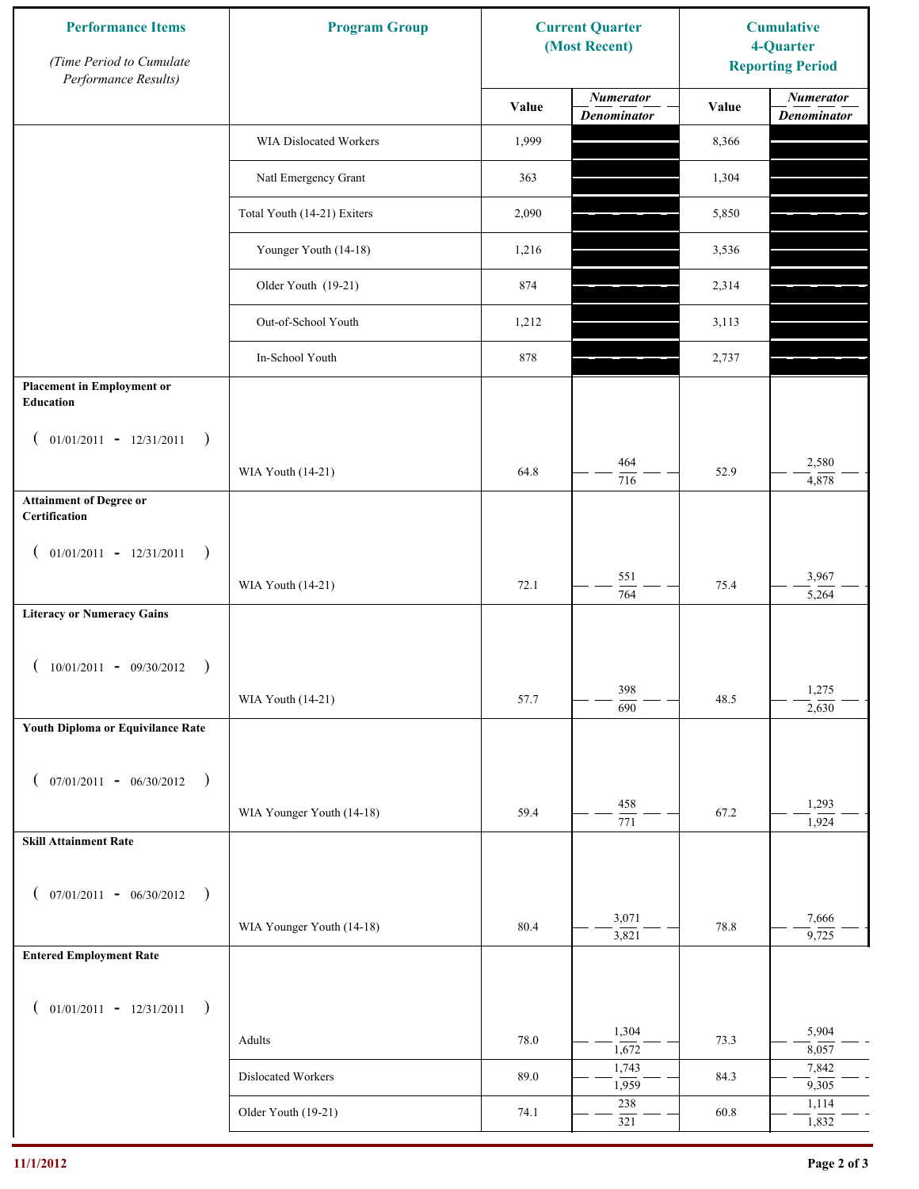| Performance Items (Time Period to Cumulate Performance Results) | Program Group | Current Quarter (Most Recent) Value | Current Quarter Numerator / Denominator | Cumulative 4-Quarter Reporting Period Value | Cumulative 4-Quarter Numerator / Denominator |
|---|---|---|---|---|---|
| | WIA Dislocated Workers | 1,999 | | 8,366 | |
| | Natl Emergency Grant | 363 | | 1,304 | |
| | Total Youth (14-21) Exiters | 2,090 | | 5,850 | |
| | Younger Youth (14-18) | 1,216 | | 3,536 | |
| | Older Youth (19-21) | 874 | | 2,314 | |
| | Out-of-School Youth | 1,212 | | 3,113 | |
| | In-School Youth | 878 | | 2,737 | |
| **Placement in Employment or Education** ( 01/01/2011 - 12/31/2011 ) | WIA Youth (14-21) | 64.8 | 464 / 716 | 52.9 | 2,580 / 4,878 |
| **Attainment of Degree or Certification** ( 01/01/2011 - 12/31/2011 ) | WIA Youth (14-21) | 72.1 | 551 / 764 | 75.4 | 3,967 / 5,264 |
| **Literacy or Numeracy Gains** ( 10/01/2011 - 09/30/2012 ) | WIA Youth (14-21) | 57.7 | 398 / 690 | 48.5 | 1,275 / 2,630 |
| **Youth Diploma or Equivilance Rate** ( 07/01/2011 - 06/30/2012 ) | WIA Younger Youth (14-18) | 59.4 | 458 / 771 | 67.2 | 1,293 / 1,924 |
| **Skill Attainment Rate** ( 07/01/2011 - 06/30/2012 ) | WIA Younger Youth (14-18) | 80.4 | 3,071 / 3,821 | 78.8 | 7,666 / 9,725 |
| **Entered Employment Rate** ( 01/01/2011 - 12/31/2011 ) | Adults | 78.0 | 1,304 / 1,672 | 73.3 | 5,904 / 8,057 |
| | Dislocated Workers | 89.0 | 1,743 / 1,959 | 84.3 | 7,842 / 9,305 |
| | Older Youth (19-21) | 74.1 | 238 / 321 | 60.8 | 1,114 / 1,832 |

11/1/2012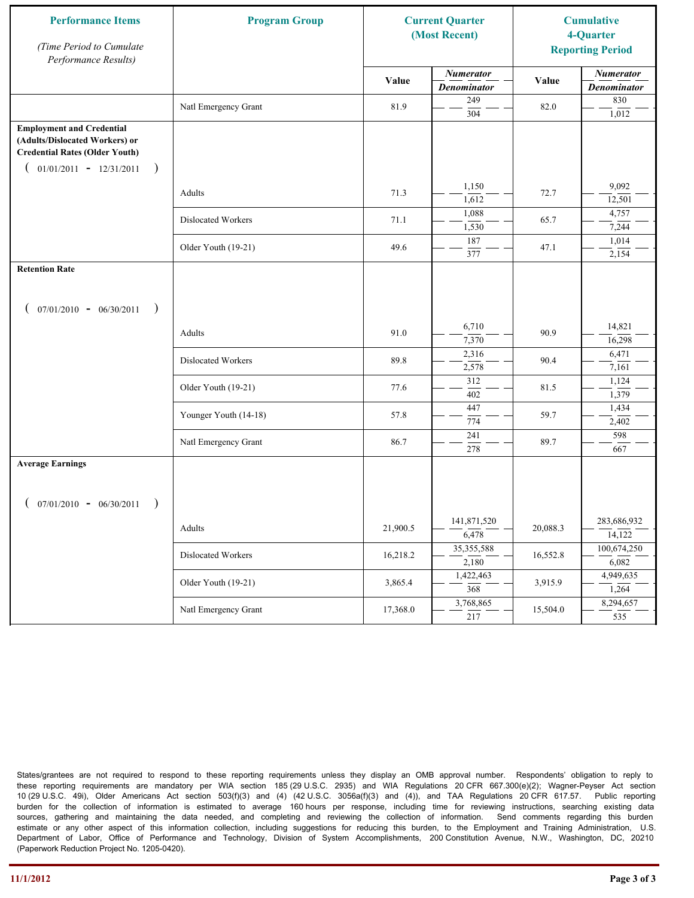| Performance Items *(Time Period to Cumulate Performance Results)* | Program Group | Current Quarter (Most Recent) | | Cumulative 4-Quarter Reporting Period | |
|---|---|---|---|---|---|
| | | Value | *Numerator / Denominator* | Value | *Numerator / Denominator* |
| | Natl Emergency Grant | 81.9 | 249 / 304 | 82.0 | 830 / 1,012 |
| **Employment and Credential (Adults/Dislocated Workers) or Credential Rates (Older Youth)** ( 01/01/2011 - 12/31/2011 ) | | | | | |
| | Adults | 71.3 | 1,150 / 1,612 | 72.7 | 9,092 / 12,501 |
| | Dislocated Workers | 71.1 | 1,088 / 1,530 | 65.7 | 4,757 / 7,244 |
| | Older Youth (19-21) | 49.6 | 187 / 377 | 47.1 | 1,014 / 2,154 |
| **Retention Rate** ( 07/01/2010 - 06/30/2011 ) | | | | | |
| | Adults | 91.0 | 6,710 / 7,370 | 90.9 | 14,821 / 16,298 |
| | Dislocated Workers | 89.8 | 2,316 / 2,578 | 90.4 | 6,471 / 7,161 |
| | Older Youth (19-21) | 77.6 | 312 / 402 | 81.5 | 1,124 / 1,379 |
| | Younger Youth (14-18) | 57.8 | 447 / 774 | 59.7 | 1,434 / 2,402 |
| | Natl Emergency Grant | 86.7 | 241 / 278 | 89.7 | 598 / 667 |
| **Average Earnings** ( 07/01/2010 - 06/30/2011 ) | | | | | |
| | Adults | 21,900.5 | 141,871,520 / 6,478 | 20,088.3 | 283,686,932 / 14,122 |
| | Dislocated Workers | 16,218.2 | 35,355,588 / 2,180 | 16,552.8 | 100,674,250 / 6,082 |
| | Older Youth (19-21) | 3,865.4 | 1,422,463 / 368 | 3,915.9 | 4,949,635 / 1,264 |
| | Natl Emergency Grant | 17,368.0 | 3,768,865 / 217 | 15,504.0 | 8,294,657 / 535 |

States/grantees are not required to respond to these reporting requirements unless they display an OMB approval number. Respondents' obligation to reply to these reporting requirements are mandatory per WIA section 185 (29 U.S.C. 2935) and WIA Regulations 20 CFR 667.300(e)(2); Wagner-Peyser Act section 10 (29 U.S.C. 49i), Older Americans Act section 503(f)(3) and (4) (42 U.S.C. 3056a(f)(3) and (4)), and TAA Regulations 20 CFR 617.57. Public reporting burden for the collection of information is estimated to average 160 hours per response, including time for reviewing instructions, searching existing data sources, gathering and maintaining the data needed, and completing and reviewing the collection of information. Send comments regarding this burden estimate or any other aspect of this information collection, including suggestions for reducing this burden, to the Employment and Training Administration, U.S. Department of Labor, Office of Performance and Technology, Division of System Accomplishments, 200 Constitution Avenue, N.W., Washington, DC, 20210 (Paperwork Reduction Project No. 1205-0420).

11/1/2012